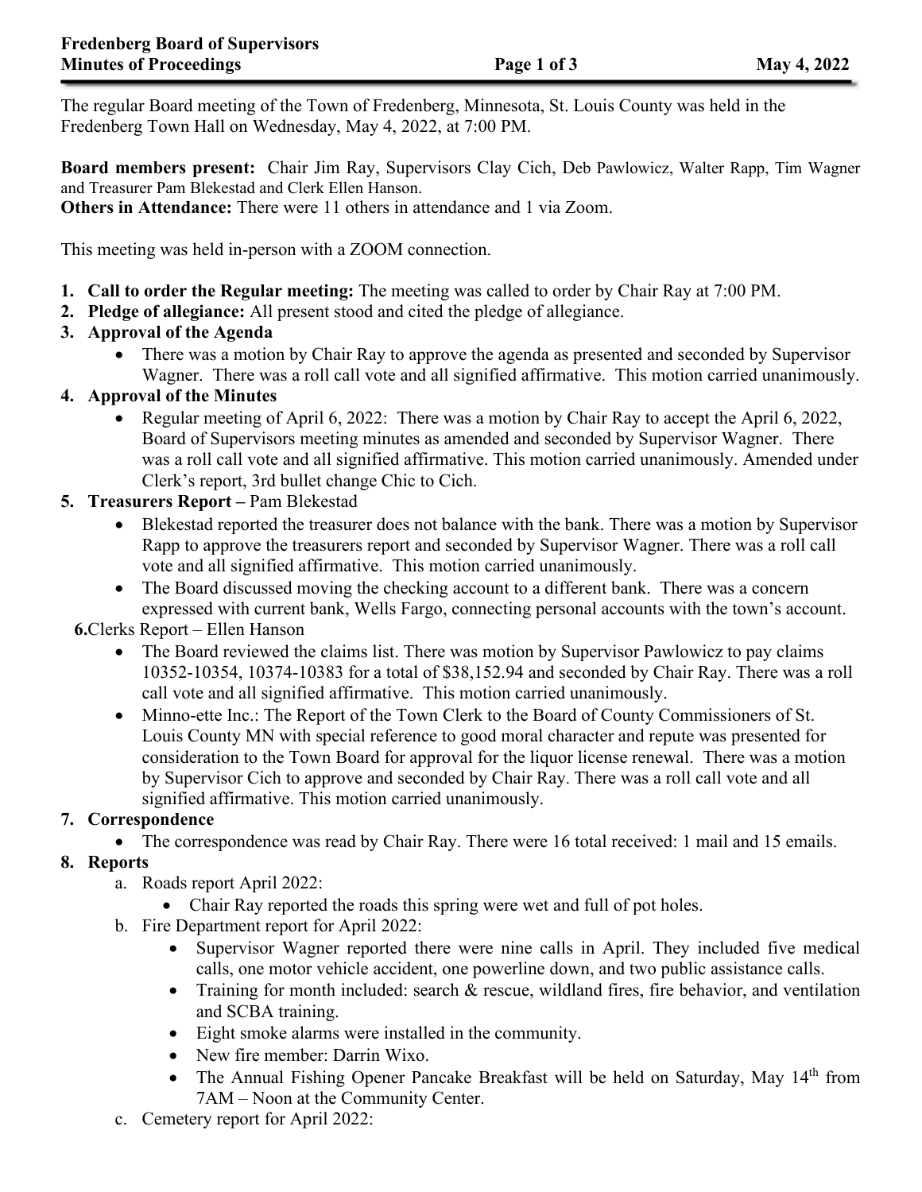The regular Board meeting of the Town of Fredenberg, Minnesota, St. Louis County was held in the Fredenberg Town Hall on Wednesday, May 4, 2022, at 7:00 PM.

**Board members present:** Chair Jim Ray, Supervisors Clay Cich, Deb Pawlowicz, Walter Rapp, Tim Wagner and Treasurer Pam Blekestad and Clerk Ellen Hanson.
**Others in Attendance:** There were 11 others in attendance and 1 via Zoom.

This meeting was held in-person with a ZOOM connection.

1. **Call to order the Regular meeting:** The meeting was called to order by Chair Ray at 7:00 PM.
2. **Pledge of allegiance:** All present stood and cited the pledge of allegiance.
3. **Approval of the Agenda**
   - There was a motion by Chair Ray to approve the agenda as presented and seconded by Supervisor Wagner. There was a roll call vote and all signified affirmative. This motion carried unanimously.
4. **Approval of the Minutes**
   - Regular meeting of April 6, 2022: There was a motion by Chair Ray to accept the April 6, 2022, Board of Supervisors meeting minutes as amended and seconded by Supervisor Wagner. There was a roll call vote and all signified affirmative. This motion carried unanimously. Amended under Clerk's report, 3rd bullet change Chic to Cich.
5. **Treasurers Report –** Pam Blekestad
   - Blekestad reported the treasurer does not balance with the bank. There was a motion by Supervisor Rapp to approve the treasurers report and seconded by Supervisor Wagner. There was a roll call vote and all signified affirmative. This motion carried unanimously.
   - The Board discussed moving the checking account to a different bank. There was a concern expressed with current bank, Wells Fargo, connecting personal accounts with the town's account.
6. **6.**Clerks Report – Ellen Hanson
   - The Board reviewed the claims list. There was motion by Supervisor Pawlowicz to pay claims 10352-10354, 10374-10383 for a total of $38,152.94 and seconded by Chair Ray. There was a roll call vote and all signified affirmative. This motion carried unanimously.
   - Minno-ette Inc.: The Report of the Town Clerk to the Board of County Commissioners of St. Louis County MN with special reference to good moral character and repute was presented for consideration to the Town Board for approval for the liquor license renewal. There was a motion by Supervisor Cich to approve and seconded by Chair Ray. There was a roll call vote and all signified affirmative. This motion carried unanimously.
7. **Correspondence**
   - The correspondence was read by Chair Ray. There were 16 total received: 1 mail and 15 emails.
8. **Reports**
   a. Roads report April 2022:
      - Chair Ray reported the roads this spring were wet and full of pot holes.
   
   b. Fire Department report for April 2022:
      - Supervisor Wagner reported there were nine calls in April. They included five medical calls, one motor vehicle accident, one powerline down, and two public assistance calls.
      - Training for month included: search & rescue, wildland fires, fire behavior, and ventilation and SCBA training.
      - Eight smoke alarms were installed in the community.
      - New fire member: Darrin Wixo.
      - The Annual Fishing Opener Pancake Breakfast will be held on Saturday, May 14th from 7AM – Noon at the Community Center.
   
   c. Cemetery report for April 2022: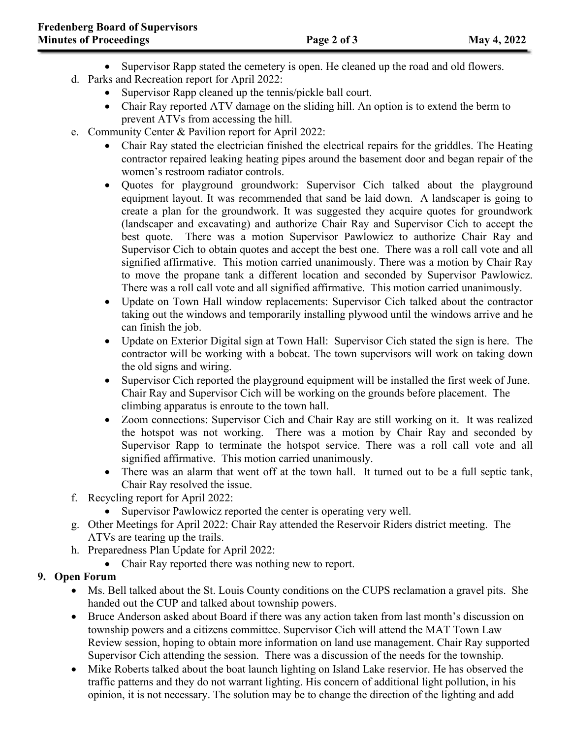- Supervisor Rapp stated the cemetery is open. He cleaned up the road and old flowers.

d. Parks and Recreation report for April 2022:
   - Supervisor Rapp cleaned up the tennis/pickle ball court.
   - Chair Ray reported ATV damage on the sliding hill. An option is to extend the berm to prevent ATVs from accessing the hill.

e. Community Center & Pavilion report for April 2022:
   - Chair Ray stated the electrician finished the electrical repairs for the griddles. The Heating contractor repaired leaking heating pipes around the basement door and began repair of the women's restroom radiator controls.
   - Quotes for playground groundwork: Supervisor Cich talked about the playground equipment layout. It was recommended that sand be laid down. A landscaper is going to create a plan for the groundwork. It was suggested they acquire quotes for groundwork (landscaper and excavating) and authorize Chair Ray and Supervisor Cich to accept the best quote. There was a motion Supervisor Pawlowicz to authorize Chair Ray and Supervisor Cich to obtain quotes and accept the best one. There was a roll call vote and all signified affirmative. This motion carried unanimously. There was a motion by Chair Ray to move the propane tank a different location and seconded by Supervisor Pawlowicz. There was a roll call vote and all signified affirmative. This motion carried unanimously.
   - Update on Town Hall window replacements: Supervisor Cich talked about the contractor taking out the windows and temporarily installing plywood until the windows arrive and he can finish the job.
   - Update on Exterior Digital sign at Town Hall: Supervisor Cich stated the sign is here. The contractor will be working with a bobcat. The town supervisors will work on taking down the old signs and wiring.
   - Supervisor Cich reported the playground equipment will be installed the first week of June. Chair Ray and Supervisor Cich will be working on the grounds before placement. The climbing apparatus is enroute to the town hall.
   - Zoom connections: Supervisor Cich and Chair Ray are still working on it. It was realized the hotspot was not working. There was a motion by Chair Ray and seconded by Supervisor Rapp to terminate the hotspot service. There was a roll call vote and all signified affirmative. This motion carried unanimously.
   - There was an alarm that went off at the town hall. It turned out to be a full septic tank, Chair Ray resolved the issue.

f. Recycling report for April 2022:
   - Supervisor Pawlowicz reported the center is operating very well.

g. Other Meetings for April 2022: Chair Ray attended the Reservoir Riders district meeting. The ATVs are tearing up the trails.

h. Preparedness Plan Update for April 2022:
   - Chair Ray reported there was nothing new to report.

**9. Open Forum**

- Ms. Bell talked about the St. Louis County conditions on the CUPS reclamation a gravel pits. She handed out the CUP and talked about township powers.
- Bruce Anderson asked about Board if there was any action taken from last month's discussion on township powers and a citizens committee. Supervisor Cich will attend the MAT Town Law Review session, hoping to obtain more information on land use management. Chair Ray supported Supervisor Cich attending the session. There was a discussion of the needs for the township.
- Mike Roberts talked about the boat launch lighting on Island Lake reservior. He has observed the traffic patterns and they do not warrant lighting. His concern of additional light pollution, in his opinion, it is not necessary. The solution may be to change the direction of the lighting and add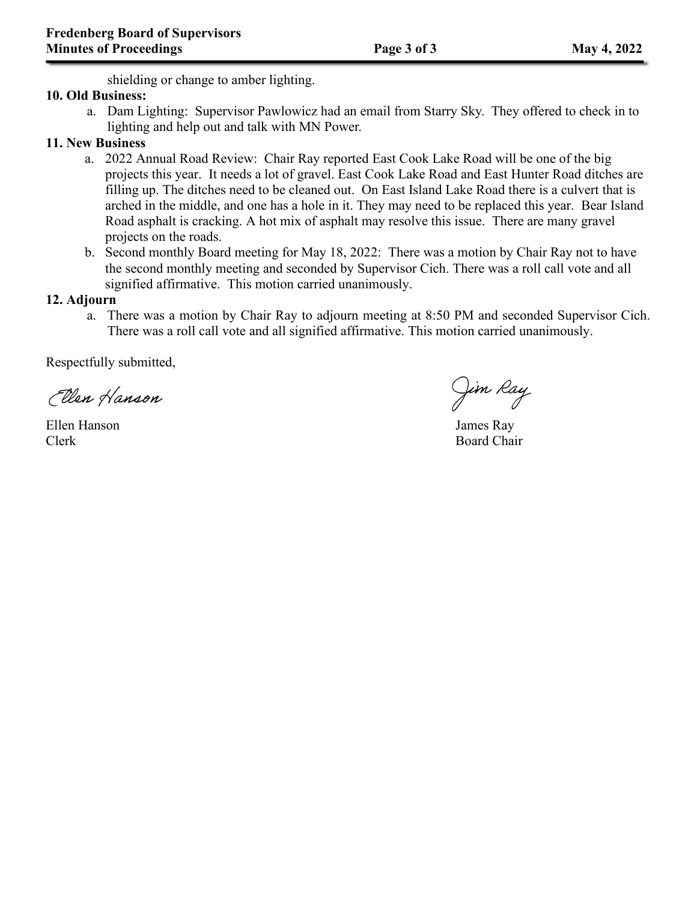shielding or change to amber lighting.

**10. Old Business:**

a. Dam Lighting: Supervisor Pawlowicz had an email from Starry Sky. They offered to check in to lighting and help out and talk with MN Power.

**11. New Business**

a. 2022 Annual Road Review: Chair Ray reported East Cook Lake Road will be one of the big projects this year. It needs a lot of gravel. East Cook Lake Road and East Hunter Road ditches are filling up. The ditches need to be cleaned out. On East Island Lake Road there is a culvert that is arched in the middle, and one has a hole in it. They may need to be replaced this year. Bear Island Road asphalt is cracking. A hot mix of asphalt may resolve this issue. There are many gravel projects on the roads.

b. Second monthly Board meeting for May 18, 2022: There was a motion by Chair Ray not to have the second monthly meeting and seconded by Supervisor Cich. There was a roll call vote and all signified affirmative. This motion carried unanimously.

**12. Adjourn**

a. There was a motion by Chair Ray to adjourn meeting at 8:50 PM and seconded Supervisor Cich. There was a roll call vote and all signified affirmative. This motion carried unanimously.

Respectfully submitted,

Ellen Hanson
Clerk

James Ray
Board Chair